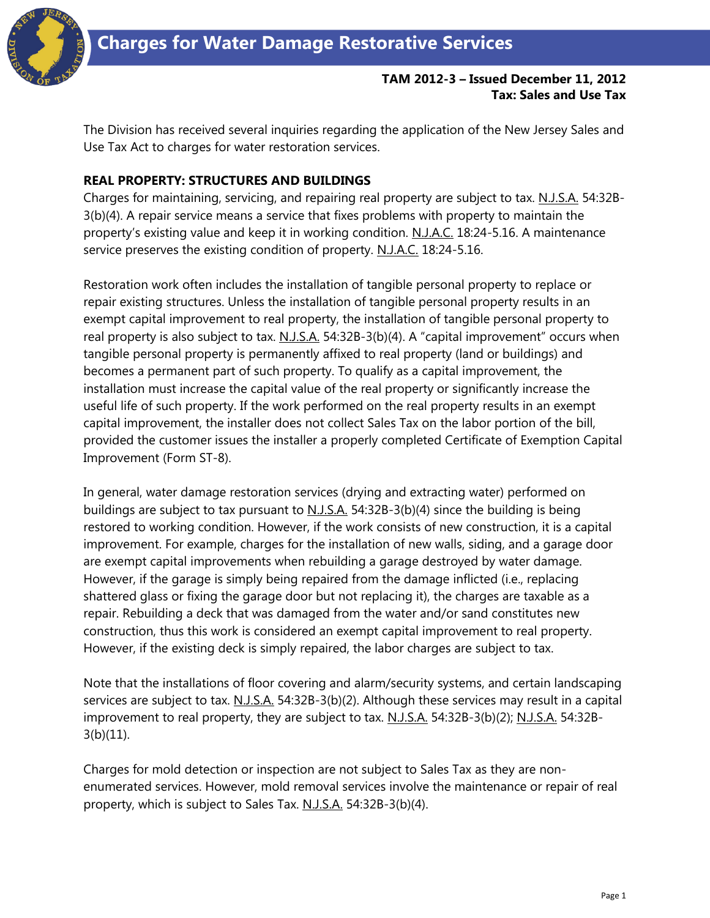# Charges for Water Damage Restorative Services

**TAM 2012-3 – Issued December 11, 2012**
**Tax: Sales and Use Tax**

The Division has received several inquiries regarding the application of the New Jersey Sales and Use Tax Act to charges for water restoration services.

## REAL PROPERTY: STRUCTURES AND BUILDINGS

Charges for maintaining, servicing, and repairing real property are subject to tax. N.J.S.A. 54:32B-3(b)(4). A repair service means a service that fixes problems with property to maintain the property's existing value and keep it in working condition. N.J.A.C. 18:24-5.16. A maintenance service preserves the existing condition of property. N.J.A.C. 18:24-5.16.

Restoration work often includes the installation of tangible personal property to replace or repair existing structures. Unless the installation of tangible personal property results in an exempt capital improvement to real property, the installation of tangible personal property to real property is also subject to tax. N.J.S.A. 54:32B-3(b)(4). A "capital improvement" occurs when tangible personal property is permanently affixed to real property (land or buildings) and becomes a permanent part of such property. To qualify as a capital improvement, the installation must increase the capital value of the real property or significantly increase the useful life of such property. If the work performed on the real property results in an exempt capital improvement, the installer does not collect Sales Tax on the labor portion of the bill, provided the customer issues the installer a properly completed Certificate of Exemption Capital Improvement (Form ST-8).

In general, water damage restoration services (drying and extracting water) performed on buildings are subject to tax pursuant to N.J.S.A. 54:32B-3(b)(4) since the building is being restored to working condition. However, if the work consists of new construction, it is a capital improvement. For example, charges for the installation of new walls, siding, and a garage door are exempt capital improvements when rebuilding a garage destroyed by water damage. However, if the garage is simply being repaired from the damage inflicted (i.e., replacing shattered glass or fixing the garage door but not replacing it), the charges are taxable as a repair. Rebuilding a deck that was damaged from the water and/or sand constitutes new construction, thus this work is considered an exempt capital improvement to real property. However, if the existing deck is simply repaired, the labor charges are subject to tax.

Note that the installations of floor covering and alarm/security systems, and certain landscaping services are subject to tax. N.J.S.A. 54:32B-3(b)(2). Although these services may result in a capital improvement to real property, they are subject to tax. N.J.S.A. 54:32B-3(b)(2); N.J.S.A. 54:32B-3(b)(11).

Charges for mold detection or inspection are not subject to Sales Tax as they are non-enumerated services. However, mold removal services involve the maintenance or repair of real property, which is subject to Sales Tax. N.J.S.A. 54:32B-3(b)(4).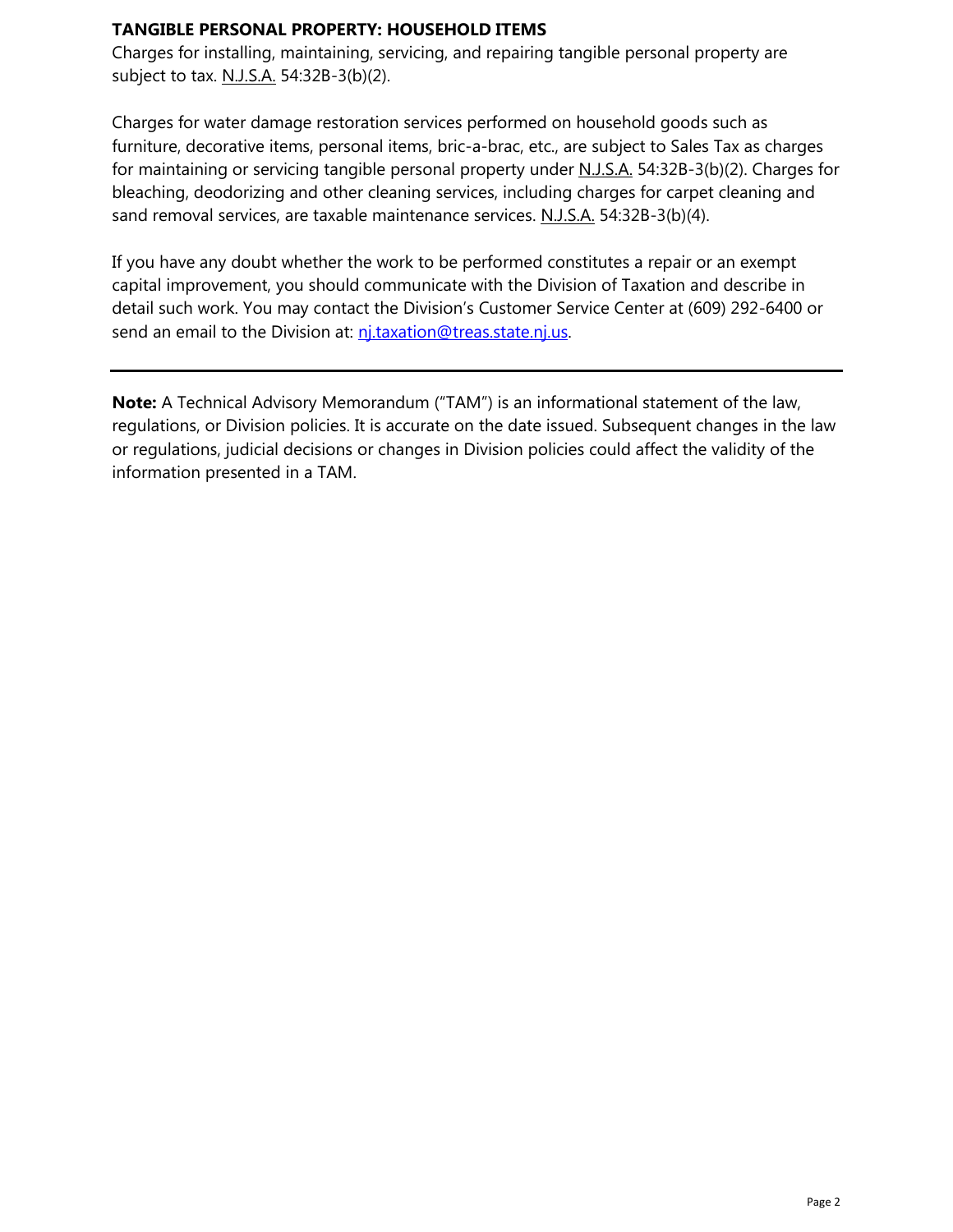### TANGIBLE PERSONAL PROPERTY: HOUSEHOLD ITEMS

Charges for installing, maintaining, servicing, and repairing tangible personal property are subject to tax. N.J.S.A. 54:32B-3(b)(2).

Charges for water damage restoration services performed on household goods such as furniture, decorative items, personal items, bric-a-brac, etc., are subject to Sales Tax as charges for maintaining or servicing tangible personal property under N.J.S.A. 54:32B-3(b)(2). Charges for bleaching, deodorizing and other cleaning services, including charges for carpet cleaning and sand removal services, are taxable maintenance services. N.J.S.A. 54:32B-3(b)(4).

If you have any doubt whether the work to be performed constitutes a repair or an exempt capital improvement, you should communicate with the Division of Taxation and describe in detail such work. You may contact the Division's Customer Service Center at (609) 292-6400 or send an email to the Division at: nj.taxation@treas.state.nj.us.

---

**Note:** A Technical Advisory Memorandum ("TAM") is an informational statement of the law, regulations, or Division policies. It is accurate on the date issued. Subsequent changes in the law or regulations, judicial decisions or changes in Division policies could affect the validity of the information presented in a TAM.